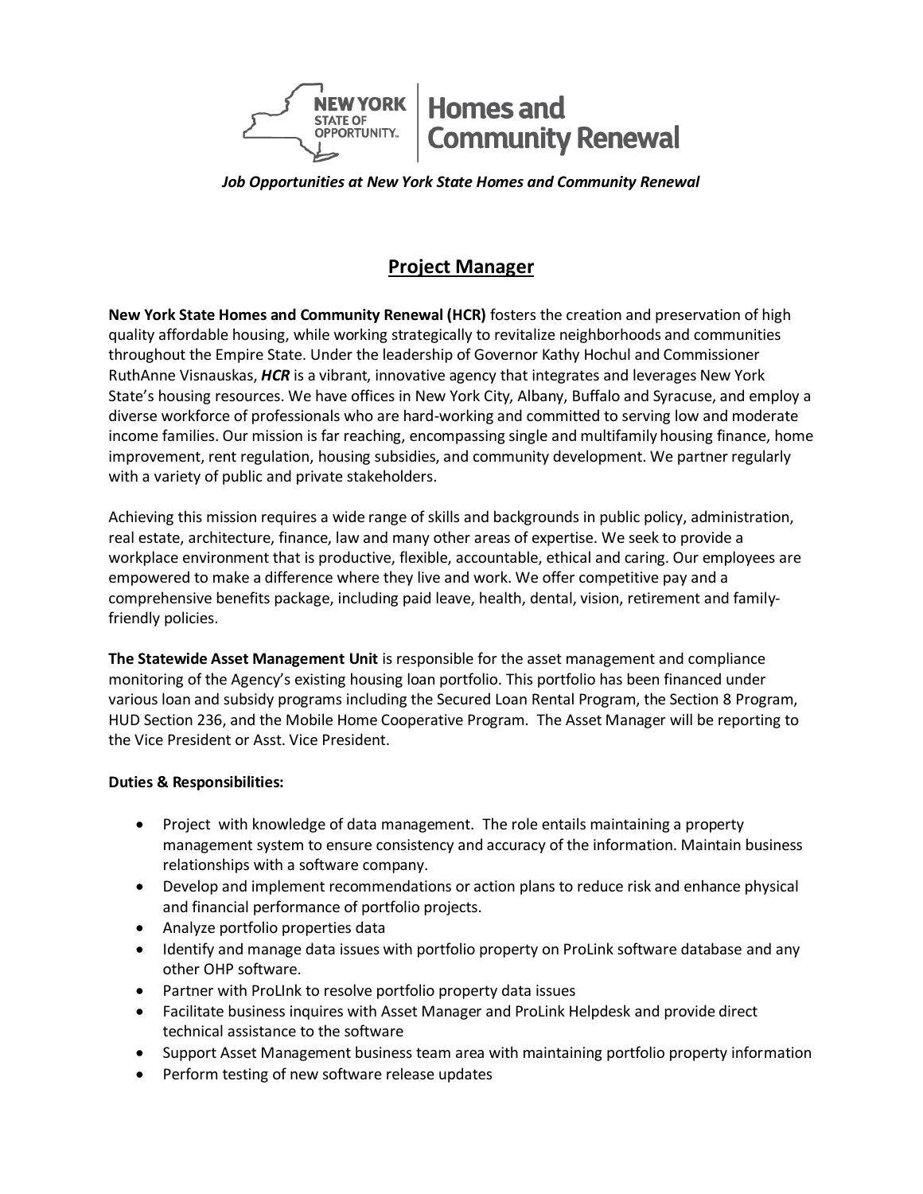*Job Opportunities at New York State Homes and Community Renewal*

# Project Manager

**New York State Homes and Community Renewal (HCR)** fosters the creation and preservation of high quality affordable housing, while working strategically to revitalize neighborhoods and communities throughout the Empire State. Under the leadership of Governor Kathy Hochul and Commissioner RuthAnne Visnauskas, ***HCR*** is a vibrant, innovative agency that integrates and leverages New York State's housing resources. We have offices in New York City, Albany, Buffalo and Syracuse, and employ a diverse workforce of professionals who are hard-working and committed to serving low and moderate income families. Our mission is far reaching, encompassing single and multifamily housing finance, home improvement, rent regulation, housing subsidies, and community development. We partner regularly with a variety of public and private stakeholders.

Achieving this mission requires a wide range of skills and backgrounds in public policy, administration, real estate, architecture, finance, law and many other areas of expertise. We seek to provide a workplace environment that is productive, flexible, accountable, ethical and caring. Our employees are empowered to make a difference where they live and work. We offer competitive pay and a comprehensive benefits package, including paid leave, health, dental, vision, retirement and family-friendly policies.

**The Statewide Asset Management Unit** is responsible for the asset management and compliance monitoring of the Agency's existing housing loan portfolio. This portfolio has been financed under various loan and subsidy programs including the Secured Loan Rental Program, the Section 8 Program, HUD Section 236, and the Mobile Home Cooperative Program. The Asset Manager will be reporting to the Vice President or Asst. Vice President.

**Duties & Responsibilities:**

- Project with knowledge of data management. The role entails maintaining a property management system to ensure consistency and accuracy of the information. Maintain business relationships with a software company.
- Develop and implement recommendations or action plans to reduce risk and enhance physical and financial performance of portfolio projects.
- Analyze portfolio properties data
- Identify and manage data issues with portfolio property on ProLink software database and any other OHP software.
- Partner with ProLInk to resolve portfolio property data issues
- Facilitate business inquires with Asset Manager and ProLink Helpdesk and provide direct technical assistance to the software
- Support Asset Management business team area with maintaining portfolio property information
- Perform testing of new software release updates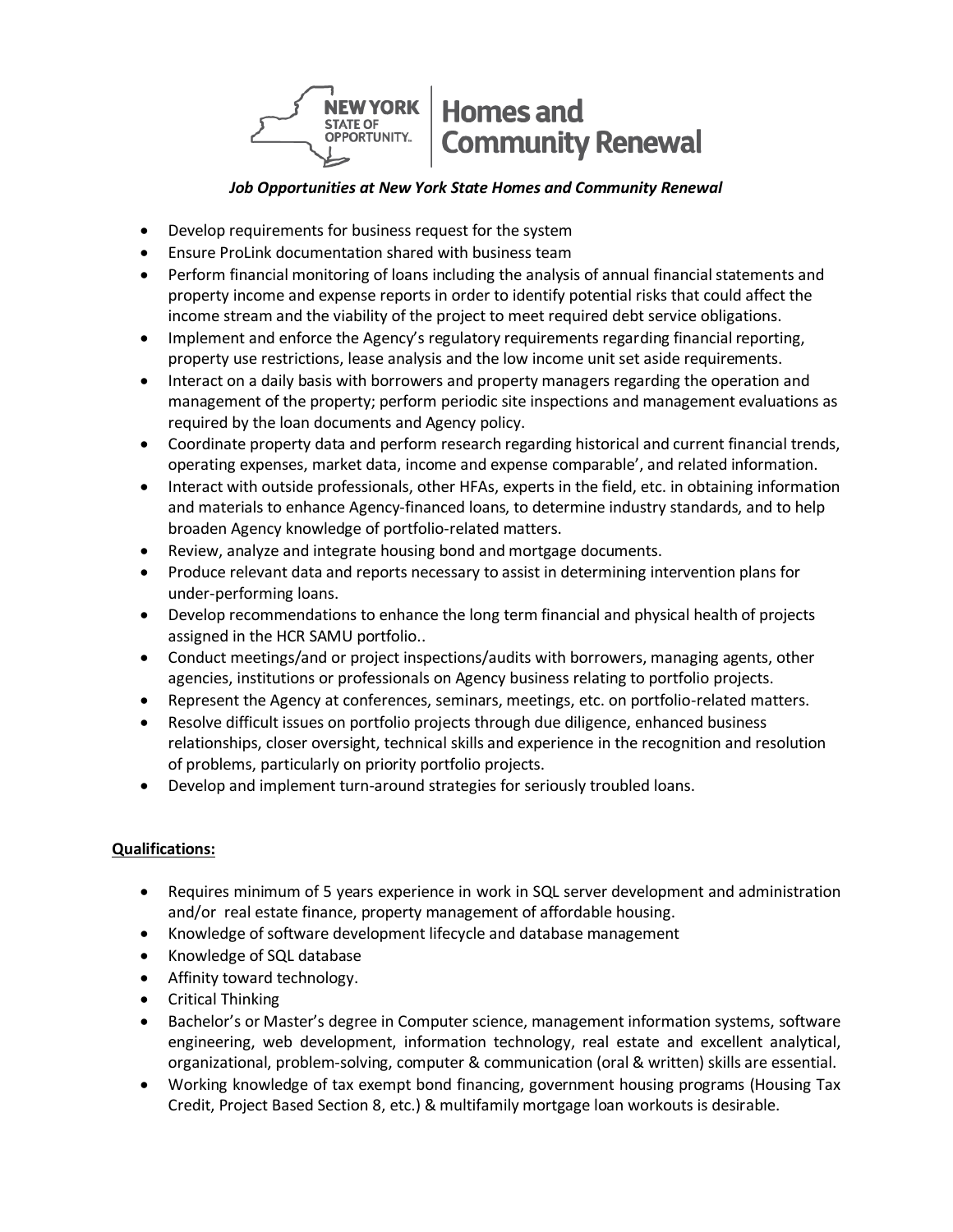*Job Opportunities at New York State Homes and Community Renewal*

- Develop requirements for business request for the system
- Ensure ProLink documentation shared with business team
- Perform financial monitoring of loans including the analysis of annual financial statements and property income and expense reports in order to identify potential risks that could affect the income stream and the viability of the project to meet required debt service obligations.
- Implement and enforce the Agency's regulatory requirements regarding financial reporting, property use restrictions, lease analysis and the low income unit set aside requirements.
- Interact on a daily basis with borrowers and property managers regarding the operation and management of the property; perform periodic site inspections and management evaluations as required by the loan documents and Agency policy.
- Coordinate property data and perform research regarding historical and current financial trends, operating expenses, market data, income and expense comparable', and related information.
- Interact with outside professionals, other HFAs, experts in the field, etc. in obtaining information and materials to enhance Agency-financed loans, to determine industry standards, and to help broaden Agency knowledge of portfolio-related matters.
- Review, analyze and integrate housing bond and mortgage documents.
- Produce relevant data and reports necessary to assist in determining intervention plans for under-performing loans.
- Develop recommendations to enhance the long term financial and physical health of projects assigned in the HCR SAMU portfolio..
- Conduct meetings/and or project inspections/audits with borrowers, managing agents, other agencies, institutions or professionals on Agency business relating to portfolio projects.
- Represent the Agency at conferences, seminars, meetings, etc. on portfolio-related matters.
- Resolve difficult issues on portfolio projects through due diligence, enhanced business relationships, closer oversight, technical skills and experience in the recognition and resolution of problems, particularly on priority portfolio projects.
- Develop and implement turn-around strategies for seriously troubled loans.

**<u>Qualifications:</u>**

- Requires minimum of 5 years experience in work in SQL server development and administration and/or real estate finance, property management of affordable housing.
- Knowledge of software development lifecycle and database management
- Knowledge of SQL database
- Affinity toward technology.
- Critical Thinking
- Bachelor's or Master's degree in Computer science, management information systems, software engineering, web development, information technology, real estate and excellent analytical, organizational, problem-solving, computer & communication (oral & written) skills are essential.
- Working knowledge of tax exempt bond financing, government housing programs (Housing Tax Credit, Project Based Section 8, etc.) & multifamily mortgage loan workouts is desirable.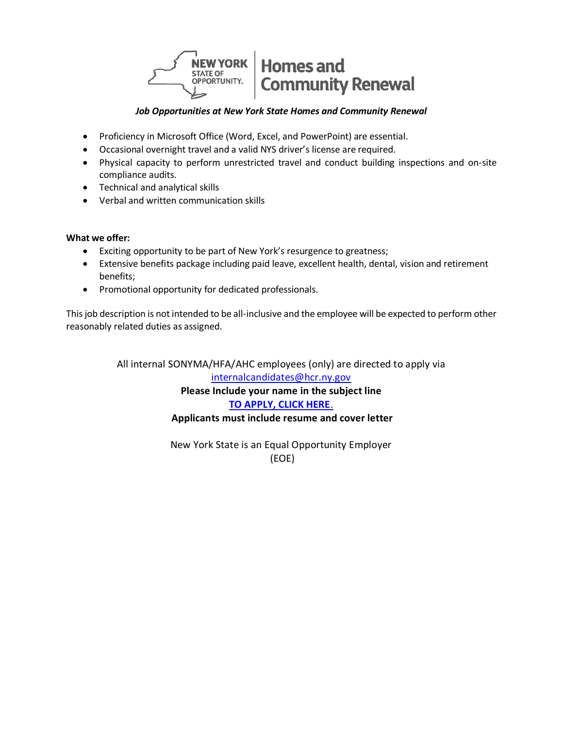*Job Opportunities at New York State Homes and Community Renewal*

- Proficiency in Microsoft Office (Word, Excel, and PowerPoint) are essential.
- Occasional overnight travel and a valid NYS driver's license are required.
- Physical capacity to perform unrestricted travel and conduct building inspections and on-site compliance audits.
- Technical and analytical skills
- Verbal and written communication skills

**What we offer:**

- Exciting opportunity to be part of New York's resurgence to greatness;
- Extensive benefits package including paid leave, excellent health, dental, vision and retirement benefits;
- Promotional opportunity for dedicated professionals.

This job description is not intended to be all-inclusive and the employee will be expected to perform other reasonably related duties as assigned.

All internal SONYMA/HFA/AHC employees (only) are directed to apply via internalcandidates@hcr.ny.gov

**Please Include your name in the subject line**

**TO APPLY, CLICK HERE.**

**Applicants must include resume and cover letter**

New York State is an Equal Opportunity Employer (EOE)